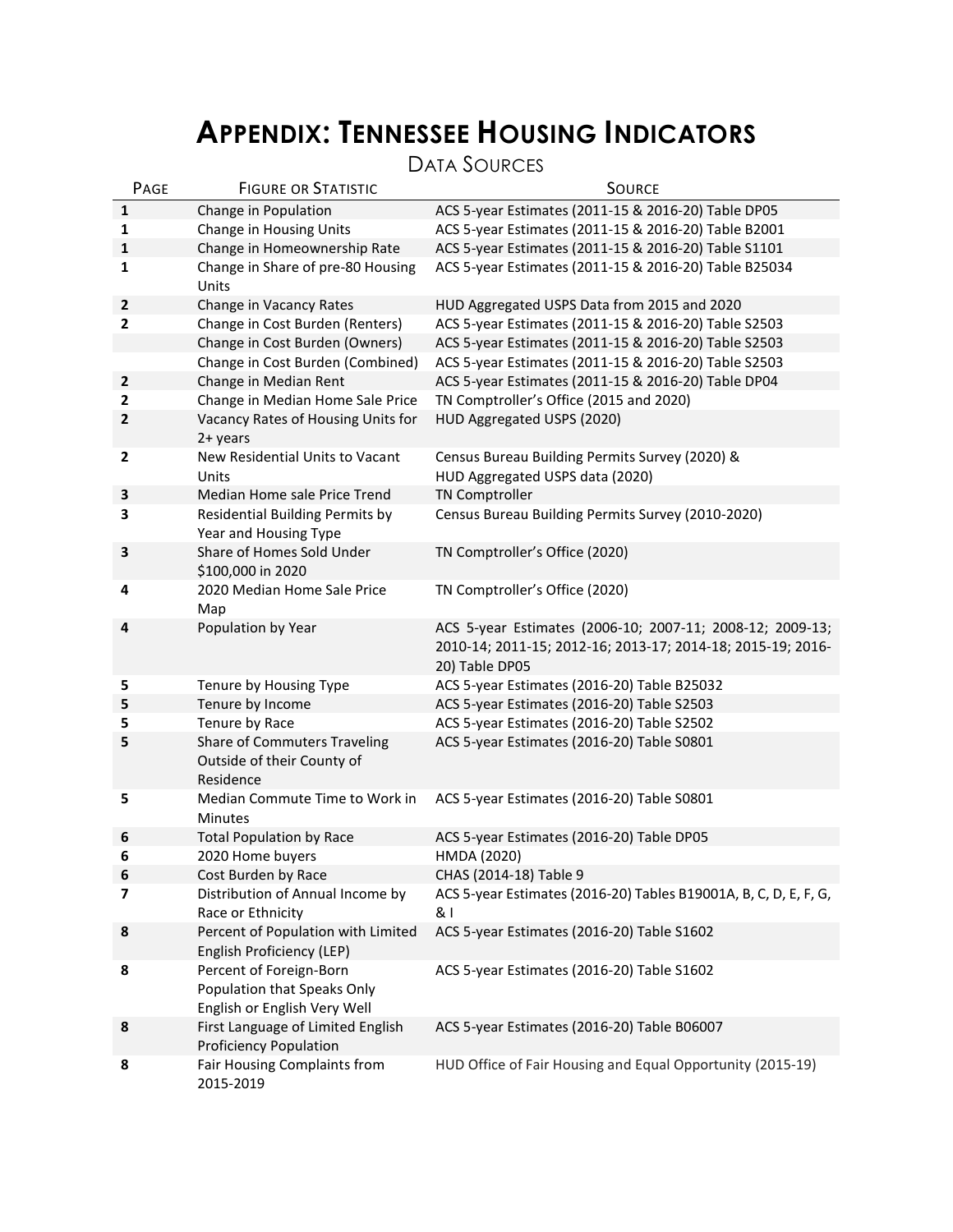# Appendix: Tennessee Housing Indicators

## Data Sources

| Page | Figure or Statistic | Source |
|---|---|---|
| **1** | Change in Population | ACS 5-year Estimates (2011-15 & 2016-20) Table DP05 |
| **1** | Change in Housing Units | ACS 5-year Estimates (2011-15 & 2016-20) Table B2001 |
| **1** | Change in Homeownership Rate | ACS 5-year Estimates (2011-15 & 2016-20) Table S1101 |
| **1** | Change in Share of pre-80 Housing Units | ACS 5-year Estimates (2011-15 & 2016-20) Table B25034 |
| **2** | Change in Vacancy Rates | HUD Aggregated USPS Data from 2015 and 2020 |
| **2** | Change in Cost Burden (Renters) | ACS 5-year Estimates (2011-15 & 2016-20) Table S2503 |
| | Change in Cost Burden (Owners) | ACS 5-year Estimates (2011-15 & 2016-20) Table S2503 |
| | Change in Cost Burden (Combined) | ACS 5-year Estimates (2011-15 & 2016-20) Table S2503 |
| **2** | Change in Median Rent | ACS 5-year Estimates (2011-15 & 2016-20) Table DP04 |
| **2** | Change in Median Home Sale Price | TN Comptroller's Office (2015 and 2020) |
| **2** | Vacancy Rates of Housing Units for 2+ years | HUD Aggregated USPS (2020) |
| **2** | New Residential Units to Vacant Units | Census Bureau Building Permits Survey (2020) & HUD Aggregated USPS data (2020) |
| **3** | Median Home sale Price Trend | TN Comptroller |
| **3** | Residential Building Permits by Year and Housing Type | Census Bureau Building Permits Survey (2010-2020) |
| **3** | Share of Homes Sold Under $100,000 in 2020 | TN Comptroller's Office (2020) |
| **4** | 2020 Median Home Sale Price Map | TN Comptroller's Office (2020) |
| **4** | Population by Year | ACS 5-year Estimates (2006-10; 2007-11; 2008-12; 2009-13; 2010-14; 2011-15; 2012-16; 2013-17; 2014-18; 2015-19; 2016-20) Table DP05 |
| **5** | Tenure by Housing Type | ACS 5-year Estimates (2016-20) Table B25032 |
| **5** | Tenure by Income | ACS 5-year Estimates (2016-20) Table S2503 |
| **5** | Tenure by Race | ACS 5-year Estimates (2016-20) Table S2502 |
| **5** | Share of Commuters Traveling Outside of their County of Residence | ACS 5-year Estimates (2016-20) Table S0801 |
| **5** | Median Commute Time to Work in Minutes | ACS 5-year Estimates (2016-20) Table S0801 |
| **6** | Total Population by Race | ACS 5-year Estimates (2016-20) Table DP05 |
| **6** | 2020 Home buyers | HMDA (2020) |
| **6** | Cost Burden by Race | CHAS (2014-18) Table 9 |
| **7** | Distribution of Annual Income by Race or Ethnicity | ACS 5-year Estimates (2016-20) Tables B19001A, B, C, D, E, F, G, & I |
| **8** | Percent of Population with Limited English Proficiency (LEP) | ACS 5-year Estimates (2016-20) Table S1602 |
| **8** | Percent of Foreign-Born Population that Speaks Only English or English Very Well | ACS 5-year Estimates (2016-20) Table S1602 |
| **8** | First Language of Limited English Proficiency Population | ACS 5-year Estimates (2016-20) Table B06007 |
| **8** | Fair Housing Complaints from 2015-2019 | HUD Office of Fair Housing and Equal Opportunity (2015-19) |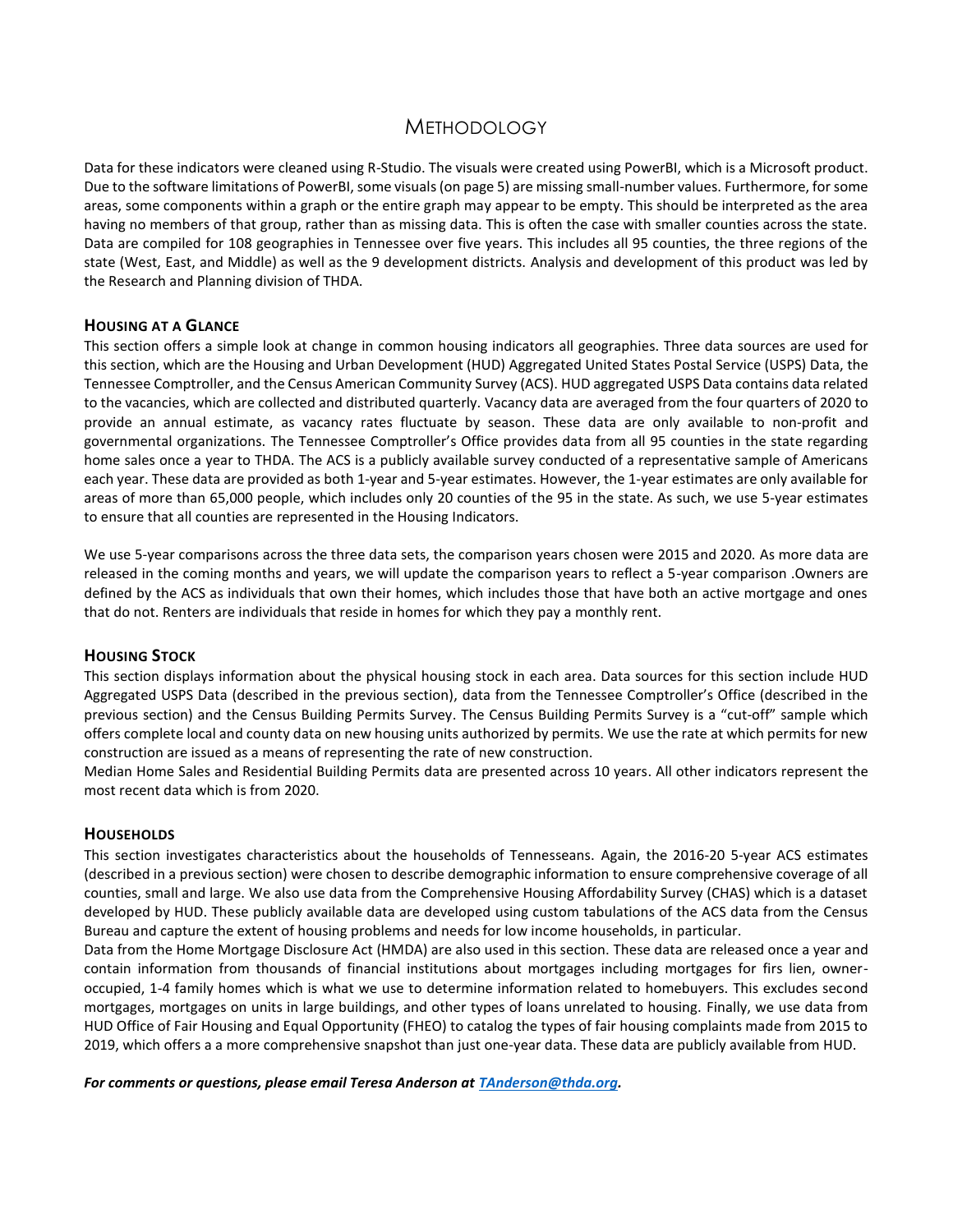# METHODOLOGY

Data for these indicators were cleaned using R-Studio. The visuals were created using PowerBI, which is a Microsoft product. Due to the software limitations of PowerBI, some visuals (on page 5) are missing small-number values. Furthermore, for some areas, some components within a graph or the entire graph may appear to be empty. This should be interpreted as the area having no members of that group, rather than as missing data. This is often the case with smaller counties across the state. Data are compiled for 108 geographies in Tennessee over five years. This includes all 95 counties, the three regions of the state (West, East, and Middle) as well as the 9 development districts. Analysis and development of this product was led by the Research and Planning division of THDA.

## HOUSING AT A GLANCE

This section offers a simple look at change in common housing indicators all geographies. Three data sources are used for this section, which are the Housing and Urban Development (HUD) Aggregated United States Postal Service (USPS) Data, the Tennessee Comptroller, and the Census American Community Survey (ACS). HUD aggregated USPS Data contains data related to the vacancies, which are collected and distributed quarterly. Vacancy data are averaged from the four quarters of 2020 to provide an annual estimate, as vacancy rates fluctuate by season. These data are only available to non-profit and governmental organizations. The Tennessee Comptroller's Office provides data from all 95 counties in the state regarding home sales once a year to THDA. The ACS is a publicly available survey conducted of a representative sample of Americans each year. These data are provided as both 1-year and 5-year estimates. However, the 1-year estimates are only available for areas of more than 65,000 people, which includes only 20 counties of the 95 in the state. As such, we use 5-year estimates to ensure that all counties are represented in the Housing Indicators.

We use 5-year comparisons across the three data sets, the comparison years chosen were 2015 and 2020. As more data are released in the coming months and years, we will update the comparison years to reflect a 5-year comparison .Owners are defined by the ACS as individuals that own their homes, which includes those that have both an active mortgage and ones that do not. Renters are individuals that reside in homes for which they pay a monthly rent.

## HOUSING STOCK

This section displays information about the physical housing stock in each area. Data sources for this section include HUD Aggregated USPS Data (described in the previous section), data from the Tennessee Comptroller's Office (described in the previous section) and the Census Building Permits Survey. The Census Building Permits Survey is a "cut-off" sample which offers complete local and county data on new housing units authorized by permits. We use the rate at which permits for new construction are issued as a means of representing the rate of new construction.

Median Home Sales and Residential Building Permits data are presented across 10 years. All other indicators represent the most recent data which is from 2020.

## HOUSEHOLDS

This section investigates characteristics about the households of Tennesseans. Again, the 2016-20 5-year ACS estimates (described in a previous section) were chosen to describe demographic information to ensure comprehensive coverage of all counties, small and large. We also use data from the Comprehensive Housing Affordability Survey (CHAS) which is a dataset developed by HUD. These publicly available data are developed using custom tabulations of the ACS data from the Census Bureau and capture the extent of housing problems and needs for low income households, in particular.

Data from the Home Mortgage Disclosure Act (HMDA) are also used in this section. These data are released once a year and contain information from thousands of financial institutions about mortgages including mortgages for firs lien, owner-occupied, 1-4 family homes which is what we use to determine information related to homebuyers. This excludes second mortgages, mortgages on units in large buildings, and other types of loans unrelated to housing. Finally, we use data from HUD Office of Fair Housing and Equal Opportunity (FHEO) to catalog the types of fair housing complaints made from 2015 to 2019, which offers a a more comprehensive snapshot than just one-year data. These data are publicly available from HUD.

***For comments or questions, please email Teresa Anderson at [TAnderson@thda.org](mailto:TAnderson@thda.org).***